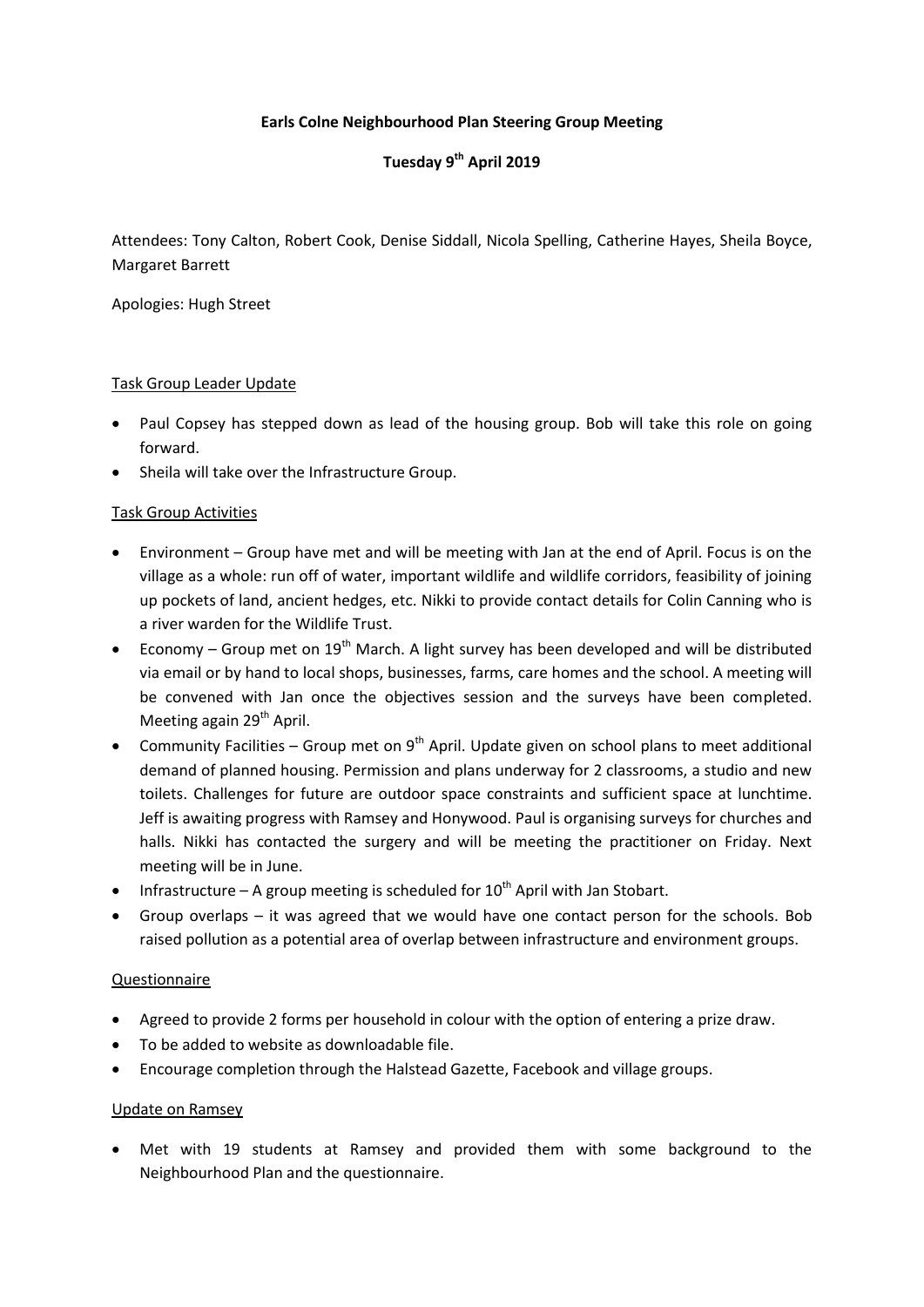# Earls Colne Neighbourhood Plan Steering Group Meeting

## Tuesday 9th April 2019

Attendees: Tony Calton, Robert Cook, Denise Siddall, Nicola Spelling, Catherine Hayes, Sheila Boyce, Margaret Barrett

Apologies: Hugh Street

### Task Group Leader Update

- Paul Copsey has stepped down as lead of the housing group. Bob will take this role on going forward.
- Sheila will take over the Infrastructure Group.

### Task Group Activities

- Environment – Group have met and will be meeting with Jan at the end of April. Focus is on the village as a whole: run off of water, important wildlife and wildlife corridors, feasibility of joining up pockets of land, ancient hedges, etc. Nikki to provide contact details for Colin Canning who is a river warden for the Wildlife Trust.
- Economy – Group met on 19th March. A light survey has been developed and will be distributed via email or by hand to local shops, businesses, farms, care homes and the school. A meeting will be convened with Jan once the objectives session and the surveys have been completed. Meeting again 29th April.
- Community Facilities – Group met on 9th April. Update given on school plans to meet additional demand of planned housing. Permission and plans underway for 2 classrooms, a studio and new toilets. Challenges for future are outdoor space constraints and sufficient space at lunchtime. Jeff is awaiting progress with Ramsey and Honywood. Paul is organising surveys for churches and halls. Nikki has contacted the surgery and will be meeting the practitioner on Friday. Next meeting will be in June.
- Infrastructure – A group meeting is scheduled for 10th April with Jan Stobart.
- Group overlaps – it was agreed that we would have one contact person for the schools. Bob raised pollution as a potential area of overlap between infrastructure and environment groups.

### Questionnaire

- Agreed to provide 2 forms per household in colour with the option of entering a prize draw.
- To be added to website as downloadable file.
- Encourage completion through the Halstead Gazette, Facebook and village groups.

### Update on Ramsey

- Met with 19 students at Ramsey and provided them with some background to the Neighbourhood Plan and the questionnaire.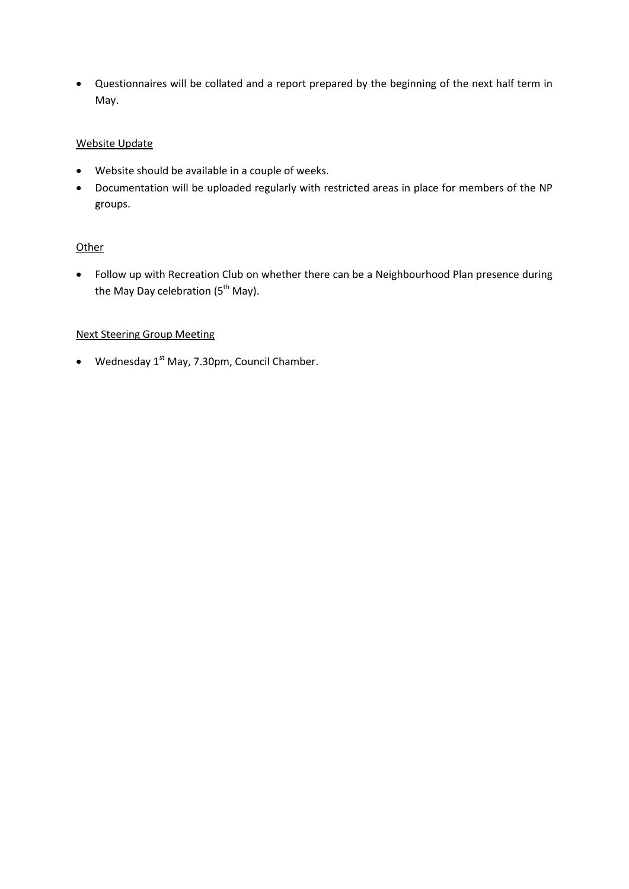- Questionnaires will be collated and a report prepared by the beginning of the next half term in May.

<u>Website Update</u>

- Website should be available in a couple of weeks.
- Documentation will be uploaded regularly with restricted areas in place for members of the NP groups.

<u>Other</u>

- Follow up with Recreation Club on whether there can be a Neighbourhood Plan presence during the May Day celebration (5th May).

<u>Next Steering Group Meeting</u>

- Wednesday 1st May, 7.30pm, Council Chamber.